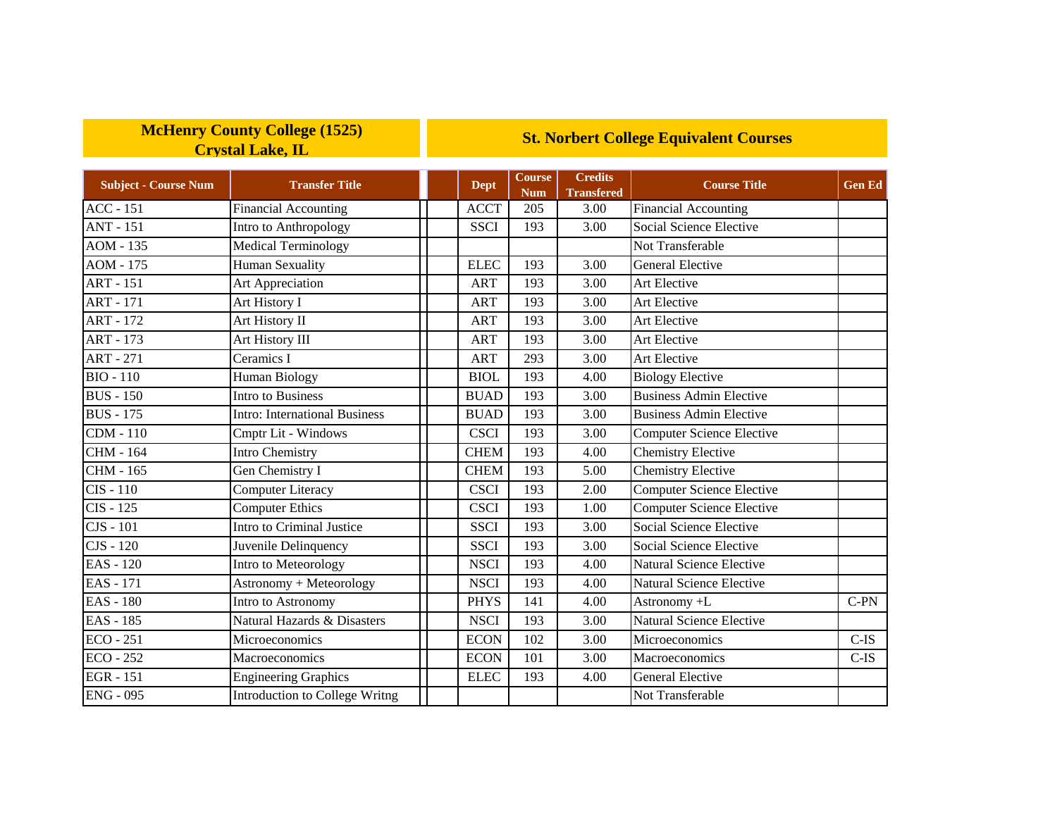| McHenry County College (1525) Crystal Lake, IL | | St. Norbert College Equivalent Courses | | | | |
|---|---|---|---|---|---|---|
| **Subject - Course Num** | **Transfer Title** | **Dept** | **Course Num** | **Credits Transfered** | **Course Title** | **Gen Ed** |
| ACC - 151 | Financial Accounting | ACCT | 205 | 3.00 | Financial Accounting | |
| ANT - 151 | Intro to Anthropology | SSCI | 193 | 3.00 | Social Science Elective | |
| AOM - 135 | Medical Terminology | | | | Not Transferable | |
| AOM - 175 | Human Sexuality | ELEC | 193 | 3.00 | General Elective | |
| ART - 151 | Art Appreciation | ART | 193 | 3.00 | Art Elective | |
| ART - 171 | Art History I | ART | 193 | 3.00 | Art Elective | |
| ART - 172 | Art History II | ART | 193 | 3.00 | Art Elective | |
| ART - 173 | Art History III | ART | 193 | 3.00 | Art Elective | |
| ART - 271 | Ceramics I | ART | 293 | 3.00 | Art Elective | |
| BIO - 110 | Human Biology | BIOL | 193 | 4.00 | Biology Elective | |
| BUS - 150 | Intro to Business | BUAD | 193 | 3.00 | Business Admin Elective | |
| BUS - 175 | Intro: International Business | BUAD | 193 | 3.00 | Business Admin Elective | |
| CDM - 110 | Cmptr Lit - Windows | CSCI | 193 | 3.00 | Computer Science Elective | |
| CHM - 164 | Intro Chemistry | CHEM | 193 | 4.00 | Chemistry Elective | |
| CHM - 165 | Gen Chemistry I | CHEM | 193 | 5.00 | Chemistry Elective | |
| CIS - 110 | Computer Literacy | CSCI | 193 | 2.00 | Computer Science Elective | |
| CIS - 125 | Computer Ethics | CSCI | 193 | 1.00 | Computer Science Elective | |
| CJS - 101 | Intro to Criminal Justice | SSCI | 193 | 3.00 | Social Science Elective | |
| CJS - 120 | Juvenile Delinquency | SSCI | 193 | 3.00 | Social Science Elective | |
| EAS - 120 | Intro to Meteorology | NSCI | 193 | 4.00 | Natural Science Elective | |
| EAS - 171 | Astronomy + Meteorology | NSCI | 193 | 4.00 | Natural Science Elective | |
| EAS - 180 | Intro to Astronomy | PHYS | 141 | 4.00 | Astronomy +L | C-PN |
| EAS - 185 | Natural Hazards & Disasters | NSCI | 193 | 3.00 | Natural Science Elective | |
| ECO - 251 | Microeconomics | ECON | 102 | 3.00 | Microeconomics | C-IS |
| ECO - 252 | Macroeconomics | ECON | 101 | 3.00 | Macroeconomics | C-IS |
| EGR - 151 | Engineering Graphics | ELEC | 193 | 4.00 | General Elective | |
| ENG - 095 | Introduction to College Writng | | | | Not Transferable | |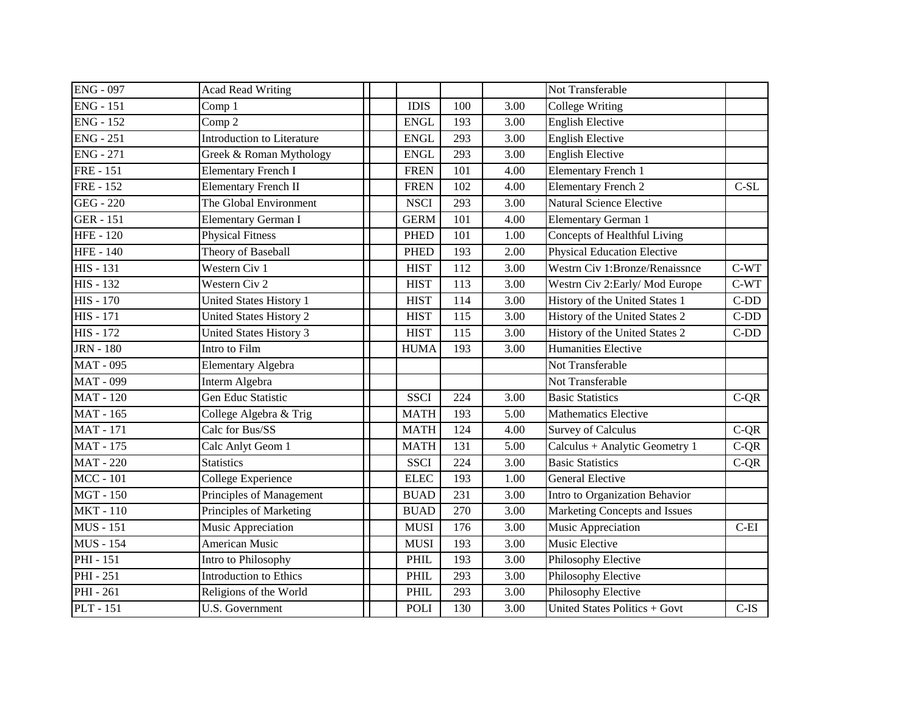| | | | | | | | |
|---|---|---|---|---|---|---|---|
| ENG - 097 | Acad Read Writing | | | | | Not Transferable | |
| ENG - 151 | Comp 1 | | IDIS | 100 | 3.00 | College Writing | |
| ENG - 152 | Comp 2 | | ENGL | 193 | 3.00 | English Elective | |
| ENG - 251 | Introduction to Literature | | ENGL | 293 | 3.00 | English Elective | |
| ENG - 271 | Greek & Roman Mythology | | ENGL | 293 | 3.00 | English Elective | |
| FRE - 151 | Elementary French I | | FREN | 101 | 4.00 | Elementary French 1 | |
| FRE - 152 | Elementary French II | | FREN | 102 | 4.00 | Elementary French 2 | C-SL |
| GEG - 220 | The Global Environment | | NSCI | 293 | 3.00 | Natural Science Elective | |
| GER - 151 | Elementary German I | | GERM | 101 | 4.00 | Elementary German 1 | |
| HFE - 120 | Physical Fitness | | PHED | 101 | 1.00 | Concepts of Healthful Living | |
| HFE - 140 | Theory of Baseball | | PHED | 193 | 2.00 | Physical Education Elective | |
| HIS - 131 | Western Civ 1 | | HIST | 112 | 3.00 | Westrn Civ 1:Bronze/Renaissnce | C-WT |
| HIS - 132 | Western Civ 2 | | HIST | 113 | 3.00 | Westrn Civ 2:Early/ Mod Europe | C-WT |
| HIS - 170 | United States History 1 | | HIST | 114 | 3.00 | History of the United States 1 | C-DD |
| HIS - 171 | United States History 2 | | HIST | 115 | 3.00 | History of the United States 2 | C-DD |
| HIS - 172 | United States History 3 | | HIST | 115 | 3.00 | History of the United States 2 | C-DD |
| JRN - 180 | Intro to Film | | HUMA | 193 | 3.00 | Humanities Elective | |
| MAT - 095 | Elementary Algebra | | | | | Not Transferable | |
| MAT - 099 | Interm Algebra | | | | | Not Transferable | |
| MAT - 120 | Gen Educ Statistic | | SSCI | 224 | 3.00 | Basic Statistics | C-QR |
| MAT - 165 | College Algebra & Trig | | MATH | 193 | 5.00 | Mathematics Elective | |
| MAT - 171 | Calc for Bus/SS | | MATH | 124 | 4.00 | Survey of Calculus | C-QR |
| MAT - 175 | Calc Anlyt Geom 1 | | MATH | 131 | 5.00 | Calculus + Analytic Geometry 1 | C-QR |
| MAT - 220 | Statistics | | SSCI | 224 | 3.00 | Basic Statistics | C-QR |
| MCC - 101 | College Experience | | ELEC | 193 | 1.00 | General Elective | |
| MGT - 150 | Principles of Management | | BUAD | 231 | 3.00 | Intro to Organization Behavior | |
| MKT - 110 | Principles of Marketing | | BUAD | 270 | 3.00 | Marketing Concepts and Issues | |
| MUS - 151 | Music Appreciation | | MUSI | 176 | 3.00 | Music Appreciation | C-EI |
| MUS - 154 | American Music | | MUSI | 193 | 3.00 | Music Elective | |
| PHI - 151 | Intro to Philosophy | | PHIL | 193 | 3.00 | Philosophy Elective | |
| PHI - 251 | Introduction to Ethics | | PHIL | 293 | 3.00 | Philosophy Elective | |
| PHI - 261 | Religions of the World | | PHIL | 293 | 3.00 | Philosophy Elective | |
| PLT - 151 | U.S. Government | | POLI | 130 | 3.00 | United States Politics + Govt | C-IS |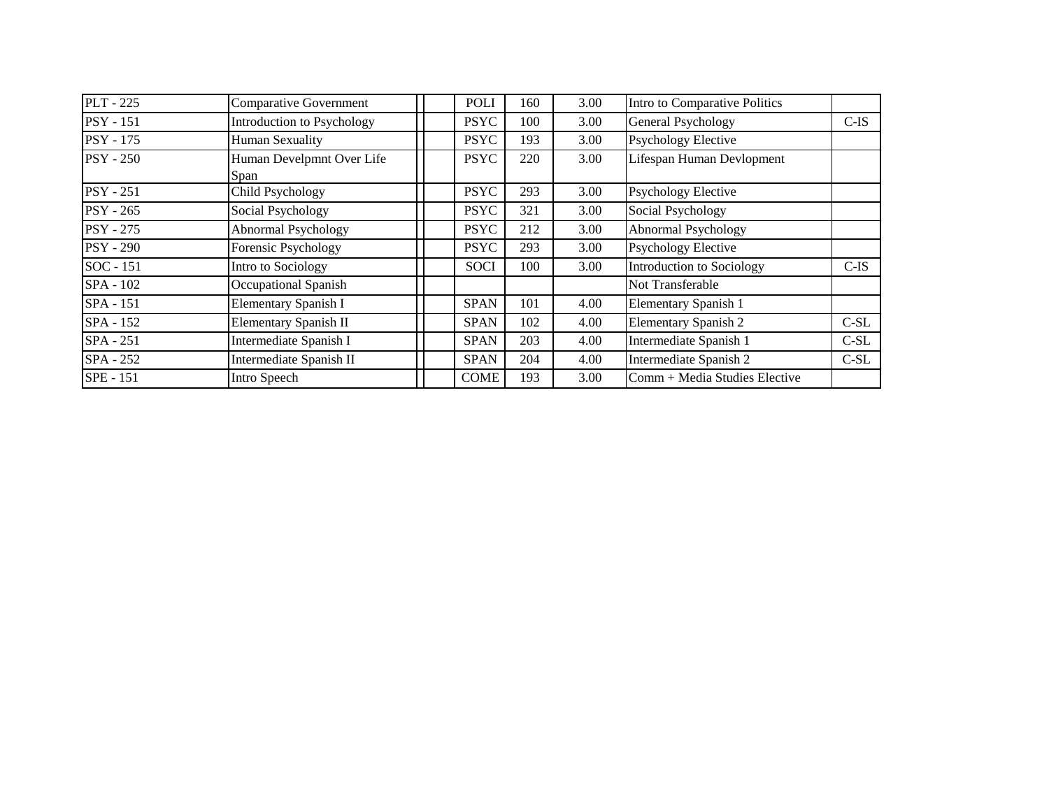| | | | | | | | |
|---|---|---|---|---|---|---|---|
| PLT - 225 | Comparative Government | | POLI | 160 | 3.00 | Intro to Comparative Politics | |
| PSY - 151 | Introduction to Psychology | | PSYC | 100 | 3.00 | General Psychology | C-IS |
| PSY - 175 | Human Sexuality | | PSYC | 193 | 3.00 | Psychology Elective | |
| PSY - 250 | Human Develpmnt Over Life Span | | PSYC | 220 | 3.00 | Lifespan Human Devlopment | |
| PSY - 251 | Child Psychology | | PSYC | 293 | 3.00 | Psychology Elective | |
| PSY - 265 | Social Psychology | | PSYC | 321 | 3.00 | Social Psychology | |
| PSY - 275 | Abnormal Psychology | | PSYC | 212 | 3.00 | Abnormal Psychology | |
| PSY - 290 | Forensic Psychology | | PSYC | 293 | 3.00 | Psychology Elective | |
| SOC - 151 | Intro to Sociology | | SOCI | 100 | 3.00 | Introduction to Sociology | C-IS |
| SPA - 102 | Occupational Spanish | | | | | Not Transferable | |
| SPA - 151 | Elementary Spanish I | | SPAN | 101 | 4.00 | Elementary Spanish 1 | |
| SPA - 152 | Elementary Spanish II | | SPAN | 102 | 4.00 | Elementary Spanish 2 | C-SL |
| SPA - 251 | Intermediate Spanish I | | SPAN | 203 | 4.00 | Intermediate Spanish 1 | C-SL |
| SPA - 252 | Intermediate Spanish II | | SPAN | 204 | 4.00 | Intermediate Spanish 2 | C-SL |
| SPE - 151 | Intro Speech | | COME | 193 | 3.00 | Comm + Media Studies Elective | |